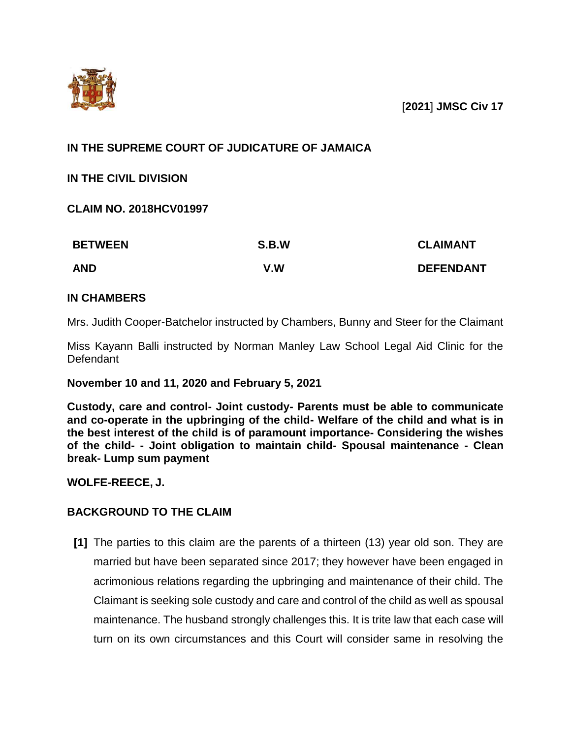[**2021**] **JMSC Civ 17**

**IN THE SUPREME COURT OF JUDICATURE OF JAMAICA**

**IN THE CIVIL DIVISION**

**CLAIM NO. 2018HCV01997**

| | | |
|---|---|---|
| **BETWEEN** | **S.B.W** | **CLAIMANT** |
| **AND** | **V.W** | **DEFENDANT** |

**IN CHAMBERS**

Mrs. Judith Cooper-Batchelor instructed by Chambers, Bunny and Steer for the Claimant

Miss Kayann Balli instructed by Norman Manley Law School Legal Aid Clinic for the Defendant

**November 10 and 11, 2020 and February 5, 2021**

**Custody, care and control- Joint custody- Parents must be able to communicate and co-operate in the upbringing of the child- Welfare of the child and what is in the best interest of the child is of paramount importance- Considering the wishes of the child- - Joint obligation to maintain child- Spousal maintenance - Clean break- Lump sum payment**

**WOLFE-REECE, J.**

## BACKGROUND TO THE CLAIM

**[1]** The parties to this claim are the parents of a thirteen (13) year old son. They are married but have been separated since 2017; they however have been engaged in acrimonious relations regarding the upbringing and maintenance of their child. The Claimant is seeking sole custody and care and control of the child as well as spousal maintenance. The husband strongly challenges this. It is trite law that each case will turn on its own circumstances and this Court will consider same in resolving the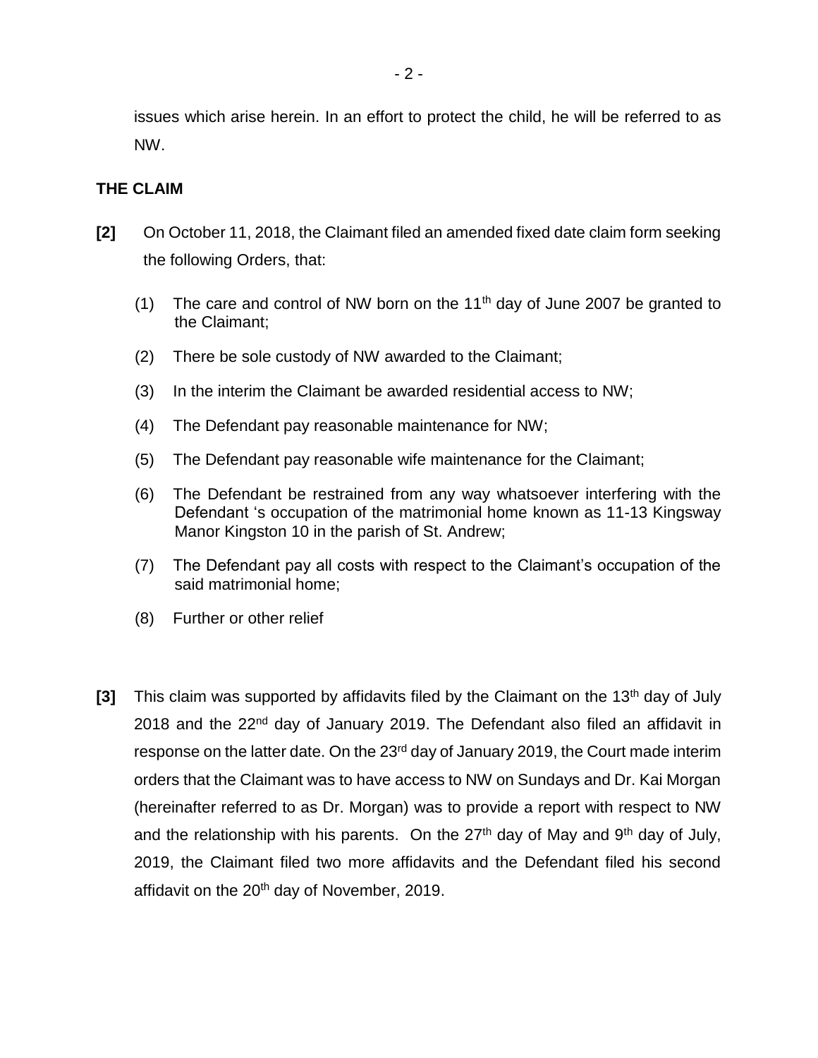issues which arise herein. In an effort to protect the child, he will be referred to as NW.

## THE CLAIM

**[2]** On October 11, 2018, the Claimant filed an amended fixed date claim form seeking the following Orders, that:

(1) The care and control of NW born on the 11th day of June 2007 be granted to the Claimant;

(2) There be sole custody of NW awarded to the Claimant;

(3) In the interim the Claimant be awarded residential access to NW;

(4) The Defendant pay reasonable maintenance for NW;

(5) The Defendant pay reasonable wife maintenance for the Claimant;

(6) The Defendant be restrained from any way whatsoever interfering with the Defendant 's occupation of the matrimonial home known as 11-13 Kingsway Manor Kingston 10 in the parish of St. Andrew;

(7) The Defendant pay all costs with respect to the Claimant's occupation of the said matrimonial home;

(8) Further or other relief

**[3]** This claim was supported by affidavits filed by the Claimant on the 13th day of July 2018 and the 22nd day of January 2019. The Defendant also filed an affidavit in response on the latter date. On the 23rd day of January 2019, the Court made interim orders that the Claimant was to have access to NW on Sundays and Dr. Kai Morgan (hereinafter referred to as Dr. Morgan) was to provide a report with respect to NW and the relationship with his parents. On the 27th day of May and 9th day of July, 2019, the Claimant filed two more affidavits and the Defendant filed his second affidavit on the 20th day of November, 2019.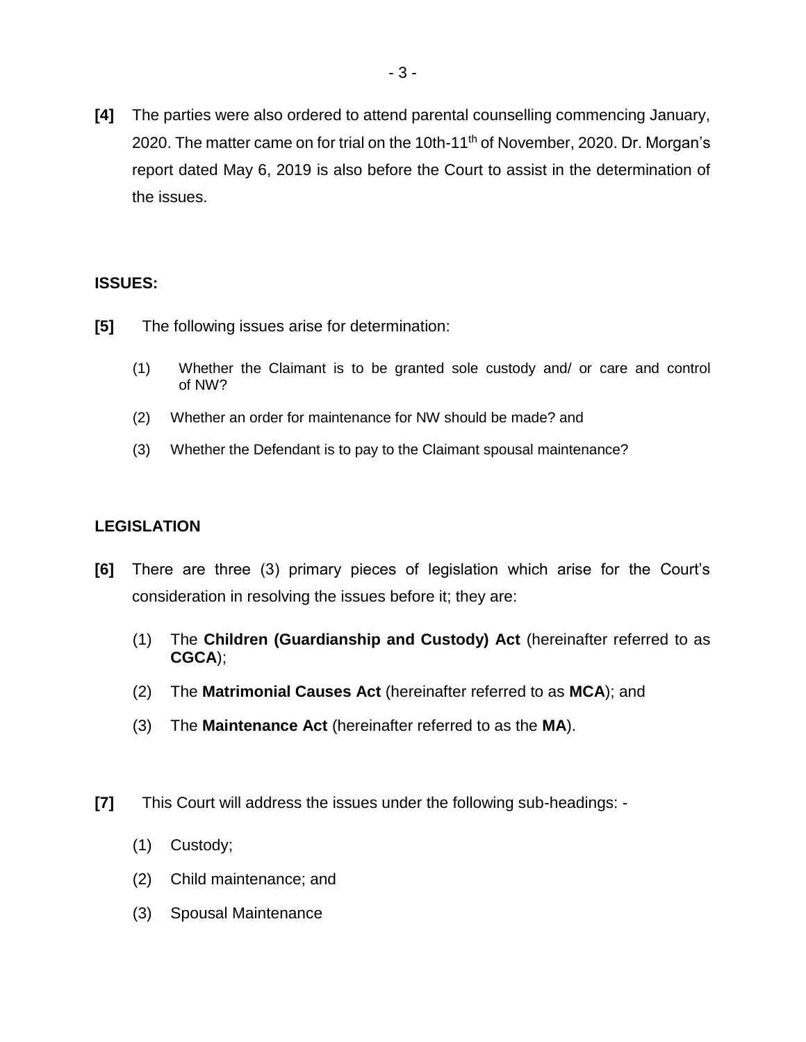**[4]** The parties were also ordered to attend parental counselling commencing January, 2020. The matter came on for trial on the 10th-11th of November, 2020. Dr. Morgan's report dated May 6, 2019 is also before the Court to assist in the determination of the issues.

## ISSUES:

**[5]** The following issues arise for determination:

(1) Whether the Claimant is to be granted sole custody and/ or care and control of NW?

(2) Whether an order for maintenance for NW should be made? and

(3) Whether the Defendant is to pay to the Claimant spousal maintenance?

## LEGISLATION

**[6]** There are three (3) primary pieces of legislation which arise for the Court's consideration in resolving the issues before it; they are:

(1) The **Children (Guardianship and Custody) Act** (hereinafter referred to as **CGCA**);

(2) The **Matrimonial Causes Act** (hereinafter referred to as **MCA**); and

(3) The **Maintenance Act** (hereinafter referred to as the **MA**).

**[7]** This Court will address the issues under the following sub-headings: -

(1) Custody;

(2) Child maintenance; and

(3) Spousal Maintenance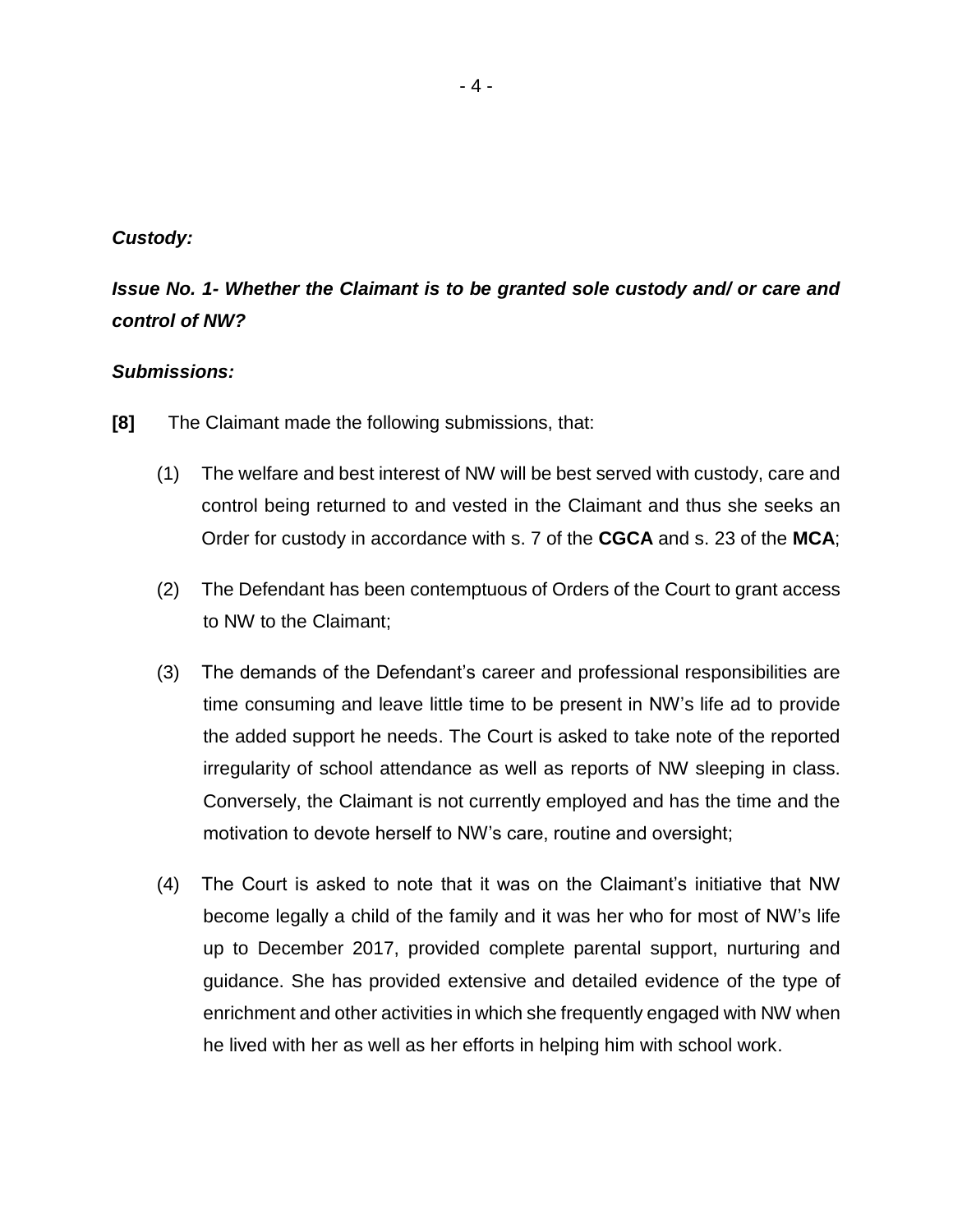***Custody:***

***Issue No. 1- Whether the Claimant is to be granted sole custody and/ or care and control of NW?***

***Submissions:***

**[8]** The Claimant made the following submissions, that:

(1) The welfare and best interest of NW will be best served with custody, care and control being returned to and vested in the Claimant and thus she seeks an Order for custody in accordance with s. 7 of the **CGCA** and s. 23 of the **MCA**;

(2) The Defendant has been contemptuous of Orders of the Court to grant access to NW to the Claimant;

(3) The demands of the Defendant's career and professional responsibilities are time consuming and leave little time to be present in NW's life ad to provide the added support he needs. The Court is asked to take note of the reported irregularity of school attendance as well as reports of NW sleeping in class. Conversely, the Claimant is not currently employed and has the time and the motivation to devote herself to NW's care, routine and oversight;

(4) The Court is asked to note that it was on the Claimant's initiative that NW become legally a child of the family and it was her who for most of NW's life up to December 2017, provided complete parental support, nurturing and guidance. She has provided extensive and detailed evidence of the type of enrichment and other activities in which she frequently engaged with NW when he lived with her as well as her efforts in helping him with school work.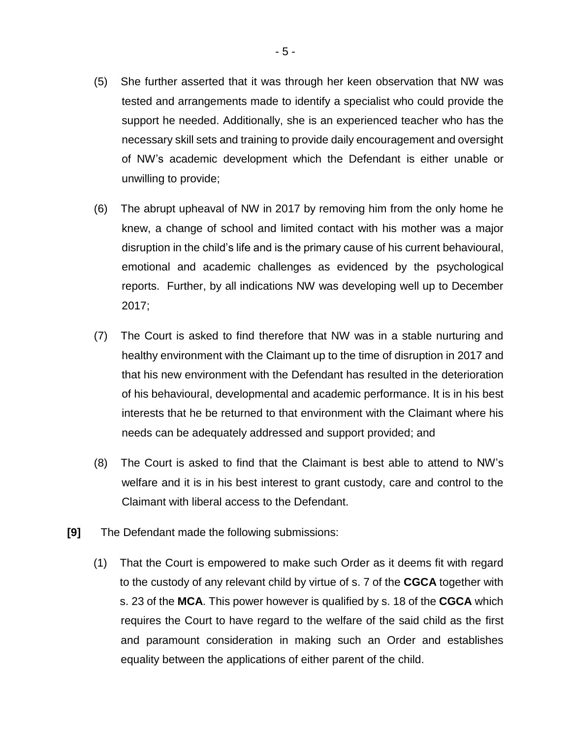(5) She further asserted that it was through her keen observation that NW was tested and arrangements made to identify a specialist who could provide the support he needed. Additionally, she is an experienced teacher who has the necessary skill sets and training to provide daily encouragement and oversight of NW's academic development which the Defendant is either unable or unwilling to provide;

(6) The abrupt upheaval of NW in 2017 by removing him from the only home he knew, a change of school and limited contact with his mother was a major disruption in the child's life and is the primary cause of his current behavioural, emotional and academic challenges as evidenced by the psychological reports. Further, by all indications NW was developing well up to December 2017;

(7) The Court is asked to find therefore that NW was in a stable nurturing and healthy environment with the Claimant up to the time of disruption in 2017 and that his new environment with the Defendant has resulted in the deterioration of his behavioural, developmental and academic performance. It is in his best interests that he be returned to that environment with the Claimant where his needs can be adequately addressed and support provided; and

(8) The Court is asked to find that the Claimant is best able to attend to NW's welfare and it is in his best interest to grant custody, care and control to the Claimant with liberal access to the Defendant.

**[9]** The Defendant made the following submissions:

(1) That the Court is empowered to make such Order as it deems fit with regard to the custody of any relevant child by virtue of s. 7 of the **CGCA** together with s. 23 of the **MCA**. This power however is qualified by s. 18 of the **CGCA** which requires the Court to have regard to the welfare of the said child as the first and paramount consideration in making such an Order and establishes equality between the applications of either parent of the child.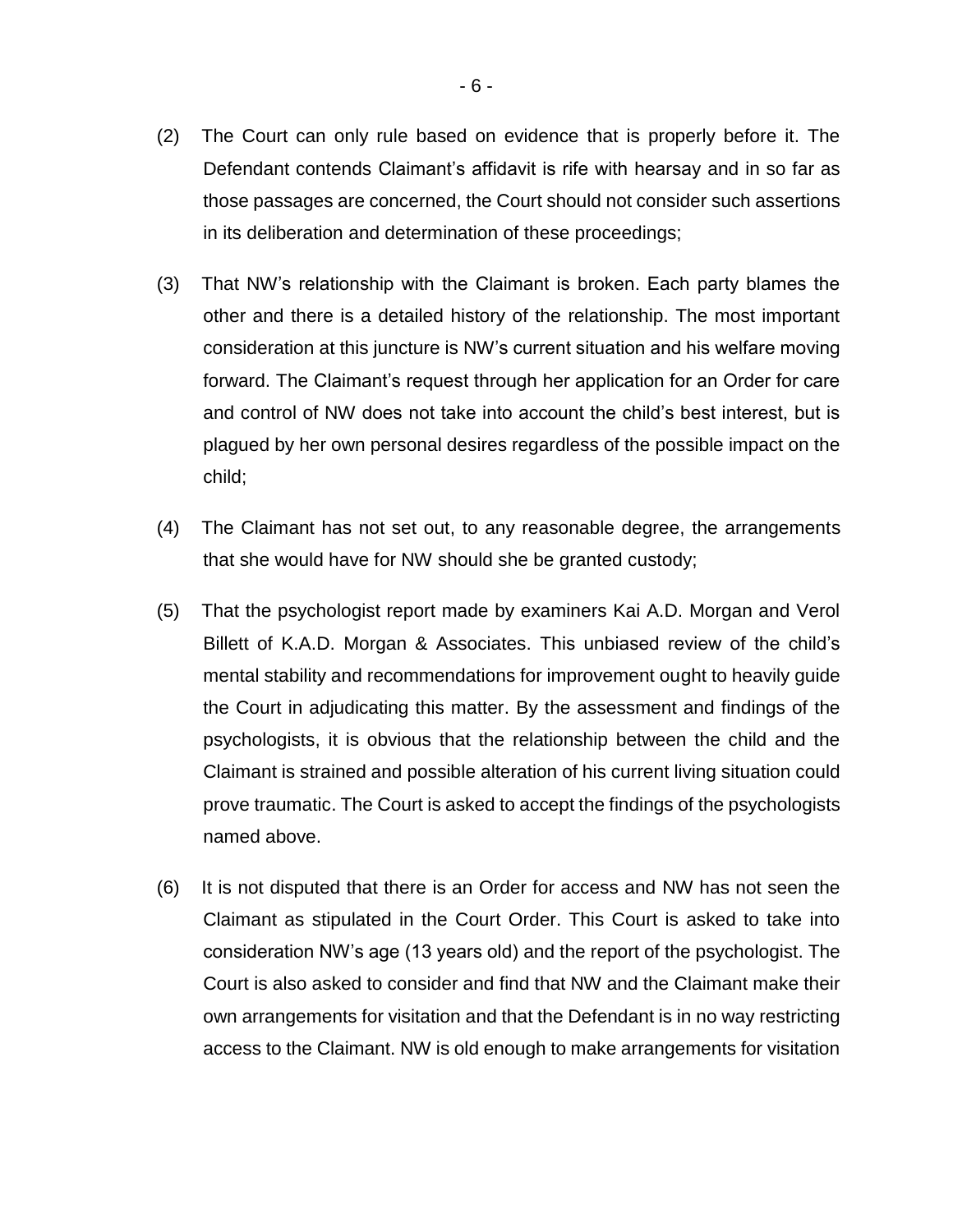(2) The Court can only rule based on evidence that is properly before it. The Defendant contends Claimant's affidavit is rife with hearsay and in so far as those passages are concerned, the Court should not consider such assertions in its deliberation and determination of these proceedings;

(3) That NW's relationship with the Claimant is broken. Each party blames the other and there is a detailed history of the relationship. The most important consideration at this juncture is NW's current situation and his welfare moving forward. The Claimant's request through her application for an Order for care and control of NW does not take into account the child's best interest, but is plagued by her own personal desires regardless of the possible impact on the child;

(4) The Claimant has not set out, to any reasonable degree, the arrangements that she would have for NW should she be granted custody;

(5) That the psychologist report made by examiners Kai A.D. Morgan and Verol Billett of K.A.D. Morgan & Associates. This unbiased review of the child's mental stability and recommendations for improvement ought to heavily guide the Court in adjudicating this matter. By the assessment and findings of the psychologists, it is obvious that the relationship between the child and the Claimant is strained and possible alteration of his current living situation could prove traumatic. The Court is asked to accept the findings of the psychologists named above.

(6) It is not disputed that there is an Order for access and NW has not seen the Claimant as stipulated in the Court Order. This Court is asked to take into consideration NW's age (13 years old) and the report of the psychologist. The Court is also asked to consider and find that NW and the Claimant make their own arrangements for visitation and that the Defendant is in no way restricting access to the Claimant. NW is old enough to make arrangements for visitation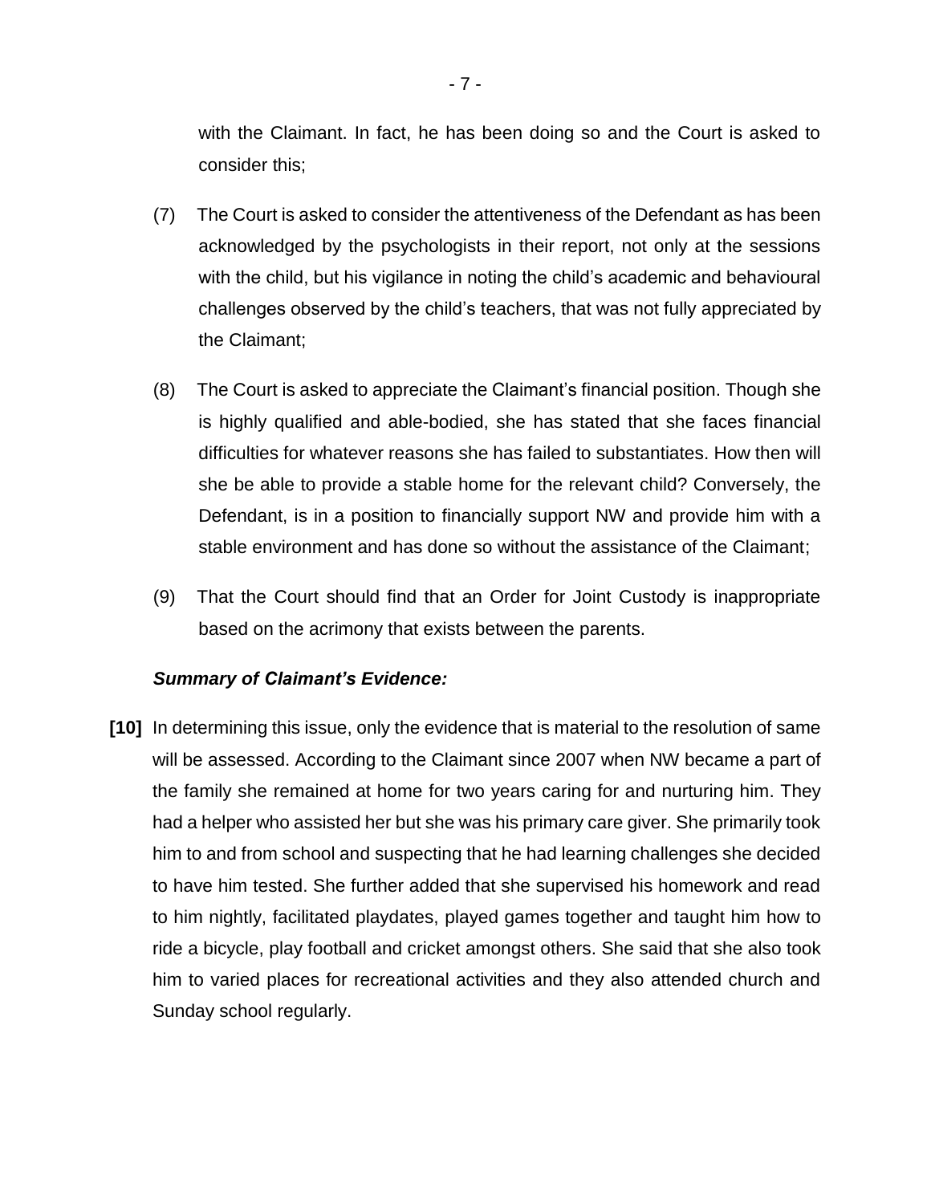with the Claimant. In fact, he has been doing so and the Court is asked to consider this;

(7) The Court is asked to consider the attentiveness of the Defendant as has been acknowledged by the psychologists in their report, not only at the sessions with the child, but his vigilance in noting the child's academic and behavioural challenges observed by the child's teachers, that was not fully appreciated by the Claimant;

(8) The Court is asked to appreciate the Claimant's financial position. Though she is highly qualified and able-bodied, she has stated that she faces financial difficulties for whatever reasons she has failed to substantiates. How then will she be able to provide a stable home for the relevant child? Conversely, the Defendant, is in a position to financially support NW and provide him with a stable environment and has done so without the assistance of the Claimant;

(9) That the Court should find that an Order for Joint Custody is inappropriate based on the acrimony that exists between the parents.

***Summary of Claimant's Evidence:***

**[10]** In determining this issue, only the evidence that is material to the resolution of same will be assessed. According to the Claimant since 2007 when NW became a part of the family she remained at home for two years caring for and nurturing him. They had a helper who assisted her but she was his primary care giver. She primarily took him to and from school and suspecting that he had learning challenges she decided to have him tested. She further added that she supervised his homework and read to him nightly, facilitated playdates, played games together and taught him how to ride a bicycle, play football and cricket amongst others. She said that she also took him to varied places for recreational activities and they also attended church and Sunday school regularly.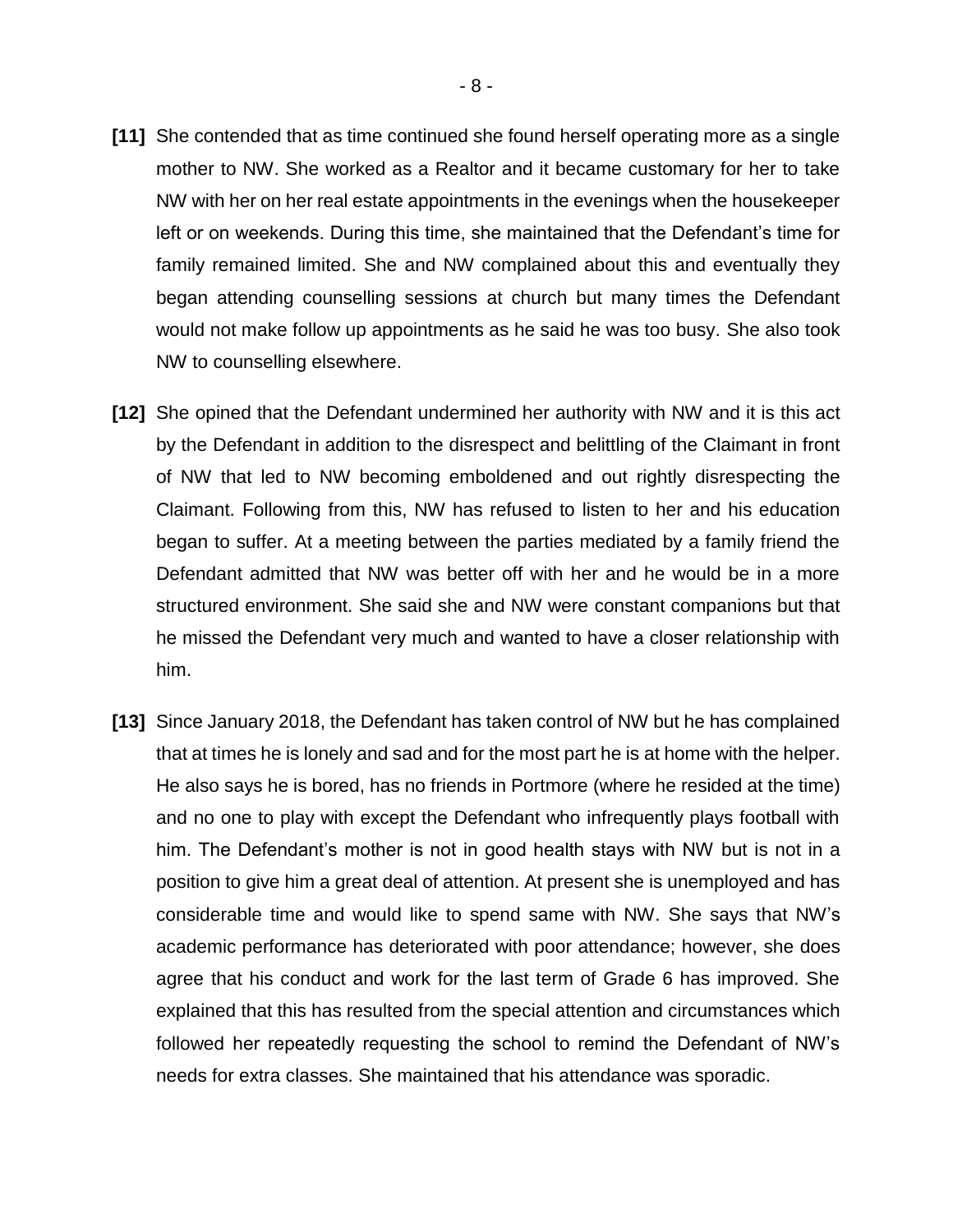**[11]** She contended that as time continued she found herself operating more as a single mother to NW. She worked as a Realtor and it became customary for her to take NW with her on her real estate appointments in the evenings when the housekeeper left or on weekends. During this time, she maintained that the Defendant's time for family remained limited. She and NW complained about this and eventually they began attending counselling sessions at church but many times the Defendant would not make follow up appointments as he said he was too busy. She also took NW to counselling elsewhere.

**[12]** She opined that the Defendant undermined her authority with NW and it is this act by the Defendant in addition to the disrespect and belittling of the Claimant in front of NW that led to NW becoming emboldened and out rightly disrespecting the Claimant. Following from this, NW has refused to listen to her and his education began to suffer. At a meeting between the parties mediated by a family friend the Defendant admitted that NW was better off with her and he would be in a more structured environment. She said she and NW were constant companions but that he missed the Defendant very much and wanted to have a closer relationship with him.

**[13]** Since January 2018, the Defendant has taken control of NW but he has complained that at times he is lonely and sad and for the most part he is at home with the helper. He also says he is bored, has no friends in Portmore (where he resided at the time) and no one to play with except the Defendant who infrequently plays football with him. The Defendant's mother is not in good health stays with NW but is not in a position to give him a great deal of attention. At present she is unemployed and has considerable time and would like to spend same with NW. She says that NW's academic performance has deteriorated with poor attendance; however, she does agree that his conduct and work for the last term of Grade 6 has improved. She explained that this has resulted from the special attention and circumstances which followed her repeatedly requesting the school to remind the Defendant of NW's needs for extra classes. She maintained that his attendance was sporadic.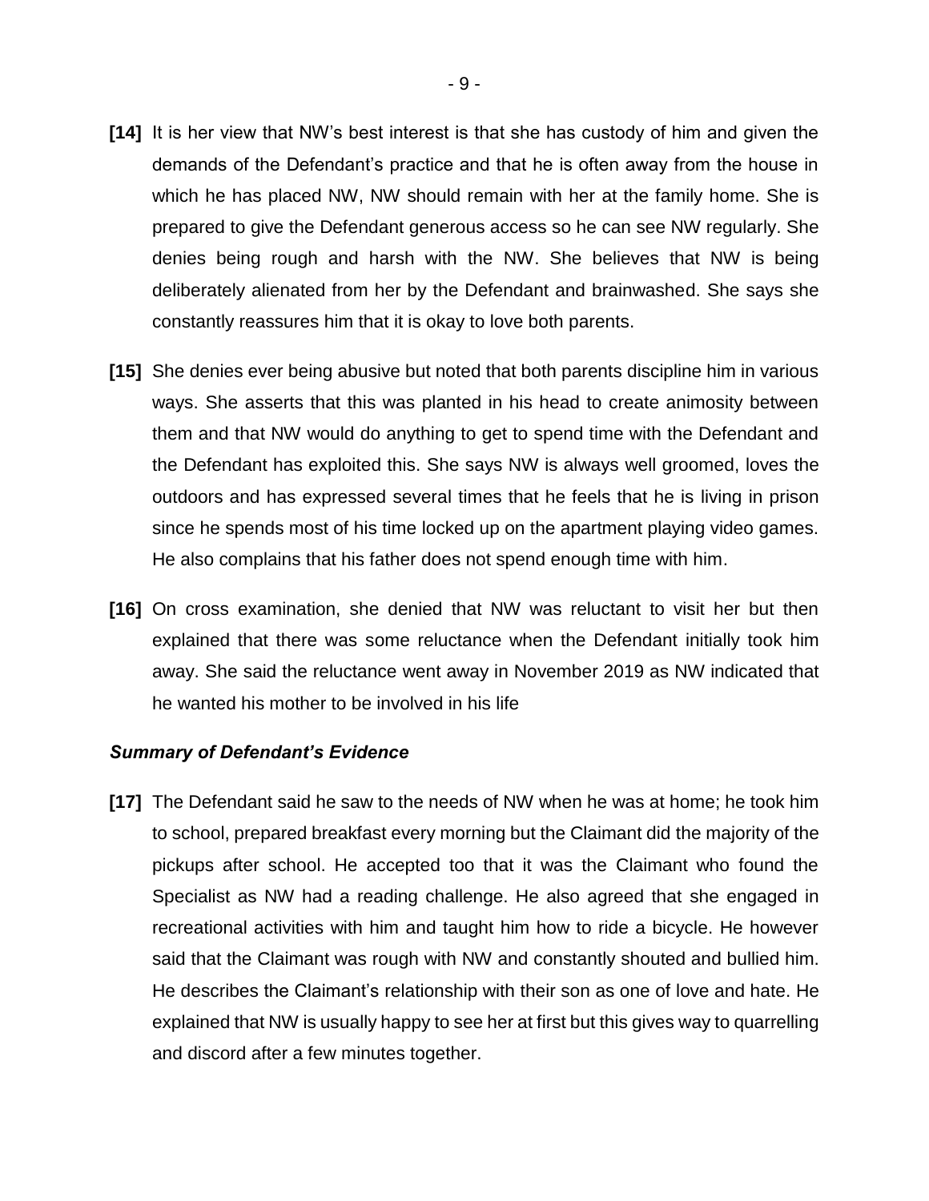**[14]** It is her view that NW's best interest is that she has custody of him and given the demands of the Defendant's practice and that he is often away from the house in which he has placed NW, NW should remain with her at the family home. She is prepared to give the Defendant generous access so he can see NW regularly. She denies being rough and harsh with the NW. She believes that NW is being deliberately alienated from her by the Defendant and brainwashed. She says she constantly reassures him that it is okay to love both parents.

**[15]** She denies ever being abusive but noted that both parents discipline him in various ways. She asserts that this was planted in his head to create animosity between them and that NW would do anything to get to spend time with the Defendant and the Defendant has exploited this. She says NW is always well groomed, loves the outdoors and has expressed several times that he feels that he is living in prison since he spends most of his time locked up on the apartment playing video games. He also complains that his father does not spend enough time with him.

**[16]** On cross examination, she denied that NW was reluctant to visit her but then explained that there was some reluctance when the Defendant initially took him away. She said the reluctance went away in November 2019 as NW indicated that he wanted his mother to be involved in his life

***Summary of Defendant's Evidence***

**[17]** The Defendant said he saw to the needs of NW when he was at home; he took him to school, prepared breakfast every morning but the Claimant did the majority of the pickups after school. He accepted too that it was the Claimant who found the Specialist as NW had a reading challenge. He also agreed that she engaged in recreational activities with him and taught him how to ride a bicycle. He however said that the Claimant was rough with NW and constantly shouted and bullied him. He describes the Claimant's relationship with their son as one of love and hate. He explained that NW is usually happy to see her at first but this gives way to quarrelling and discord after a few minutes together.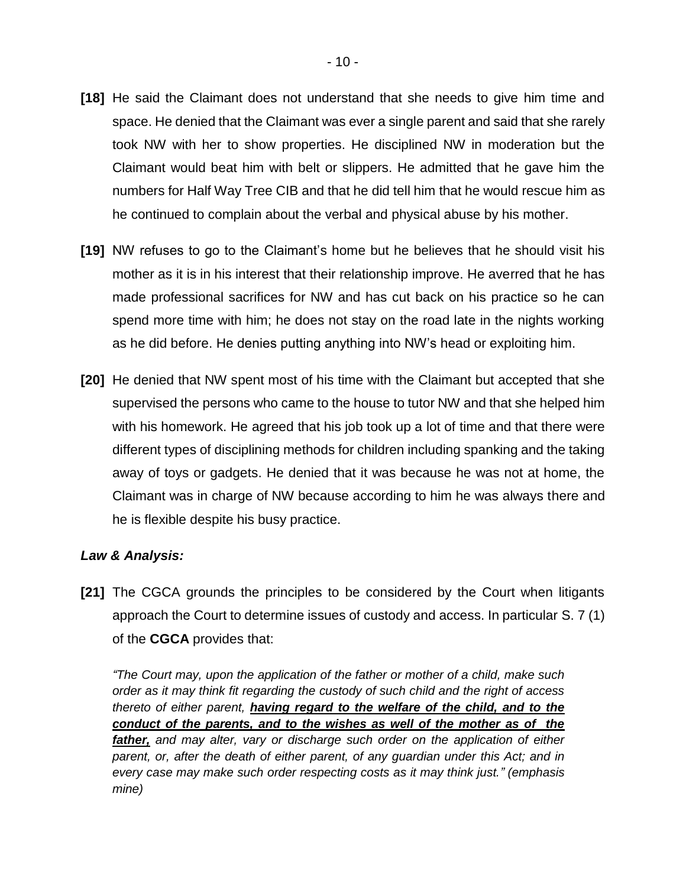**[18]** He said the Claimant does not understand that she needs to give him time and space. He denied that the Claimant was ever a single parent and said that she rarely took NW with her to show properties. He disciplined NW in moderation but the Claimant would beat him with belt or slippers. He admitted that he gave him the numbers for Half Way Tree CIB and that he did tell him that he would rescue him as he continued to complain about the verbal and physical abuse by his mother.

**[19]** NW refuses to go to the Claimant's home but he believes that he should visit his mother as it is in his interest that their relationship improve. He averred that he has made professional sacrifices for NW and has cut back on his practice so he can spend more time with him; he does not stay on the road late in the nights working as he did before. He denies putting anything into NW's head or exploiting him.

**[20]** He denied that NW spent most of his time with the Claimant but accepted that she supervised the persons who came to the house to tutor NW and that she helped him with his homework. He agreed that his job took up a lot of time and that there were different types of disciplining methods for children including spanking and the taking away of toys or gadgets. He denied that it was because he was not at home, the Claimant was in charge of NW because according to him he was always there and he is flexible despite his busy practice.

***Law & Analysis:***

**[21]** The CGCA grounds the principles to be considered by the Court when litigants approach the Court to determine issues of custody and access. In particular S. 7 (1) of the **CGCA** provides that:

> *"The Court may, upon the application of the father or mother of a child, make such order as it may think fit regarding the custody of such child and the right of access thereto of either parent, **having regard to the welfare of the child, and to the conduct of the parents, and to the wishes as well of the mother as of the father,** and may alter, vary or discharge such order on the application of either parent, or, after the death of either parent, of any guardian under this Act; and in every case may make such order respecting costs as it may think just." (emphasis mine)*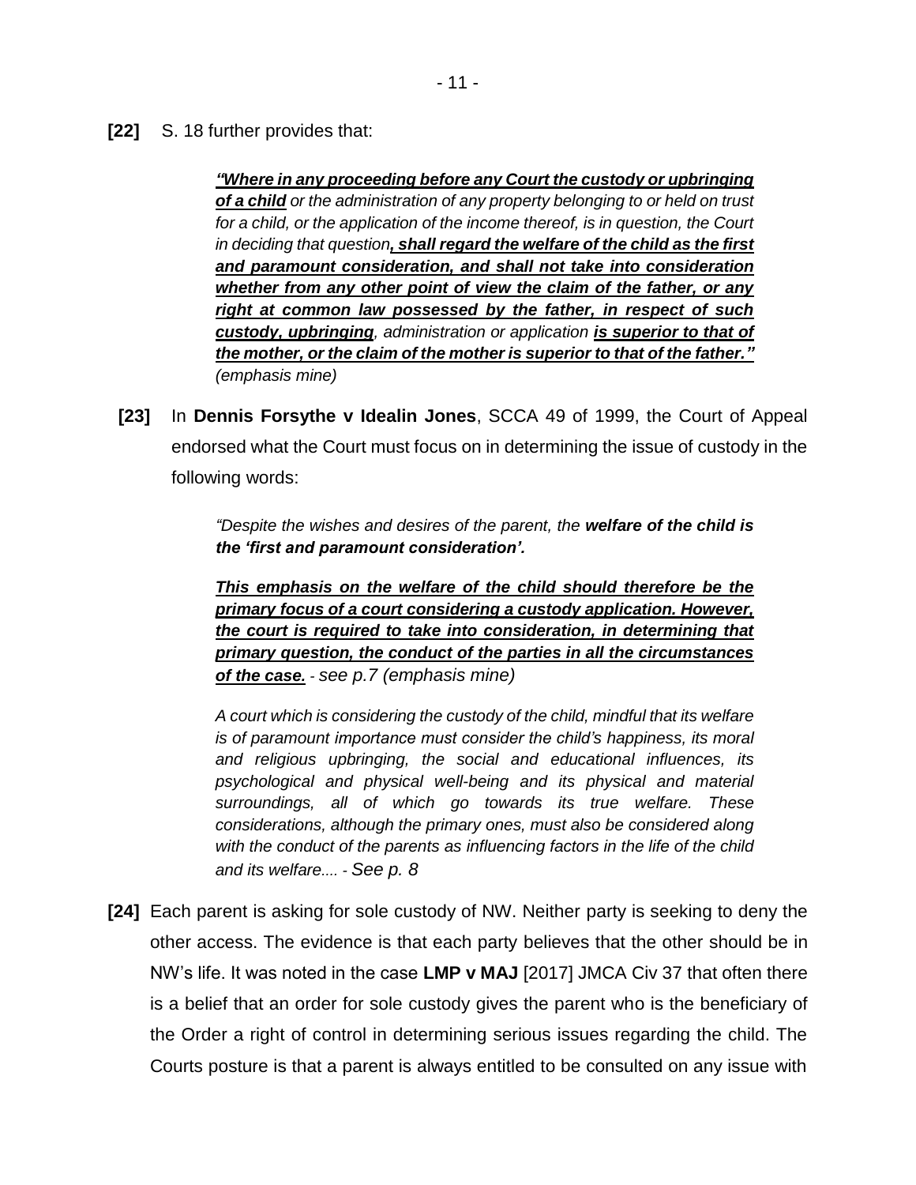**[22]** S. 18 further provides that:

> ***<u>"Where in any proceeding before any Court the custody or upbringing of a child</u>*** *or the administration of any property belonging to or held on trust for a child, or the application of the income thereof, is in question, the Court in deciding that question* ***<u>, shall regard the welfare of the child as the first and paramount consideration, and shall not take into consideration whether from any other point of view the claim of the father, or any right at common law possessed by the father, in respect of such custody, upbringing</u>****, administration or application* ***<u>is superior to that of the mother, or the claim of the mother is superior to that of the father."</u>*** *(emphasis mine)*

**[23]** In **Dennis Forsythe v Idealin Jones**, SCCA 49 of 1999, the Court of Appeal endorsed what the Court must focus on in determining the issue of custody in the following words:

> *"Despite the wishes and desires of the parent, the* ***welfare of the child is the 'first and paramount consideration'.***
>
> ***<u>This emphasis on the welfare of the child should therefore be the primary focus of a court considering a custody application. However, the court is required to take into consideration, in determining that primary question, the conduct of the parties in all the circumstances of the case.</u>*** *- see p.7 (emphasis mine)*
>
> *A court which is considering the custody of the child, mindful that its welfare is of paramount importance must consider the child's happiness, its moral and religious upbringing, the social and educational influences, its psychological and physical well-being and its physical and material surroundings, all of which go towards its true welfare. These considerations, although the primary ones, must also be considered along with the conduct of the parents as influencing factors in the life of the child and its welfare.... - See p. 8*

**[24]** Each parent is asking for sole custody of NW. Neither party is seeking to deny the other access. The evidence is that each party believes that the other should be in NW's life. It was noted in the case **LMP v MAJ** [2017] JMCA Civ 37 that often there is a belief that an order for sole custody gives the parent who is the beneficiary of the Order a right of control in determining serious issues regarding the child. The Courts posture is that a parent is always entitled to be consulted on any issue with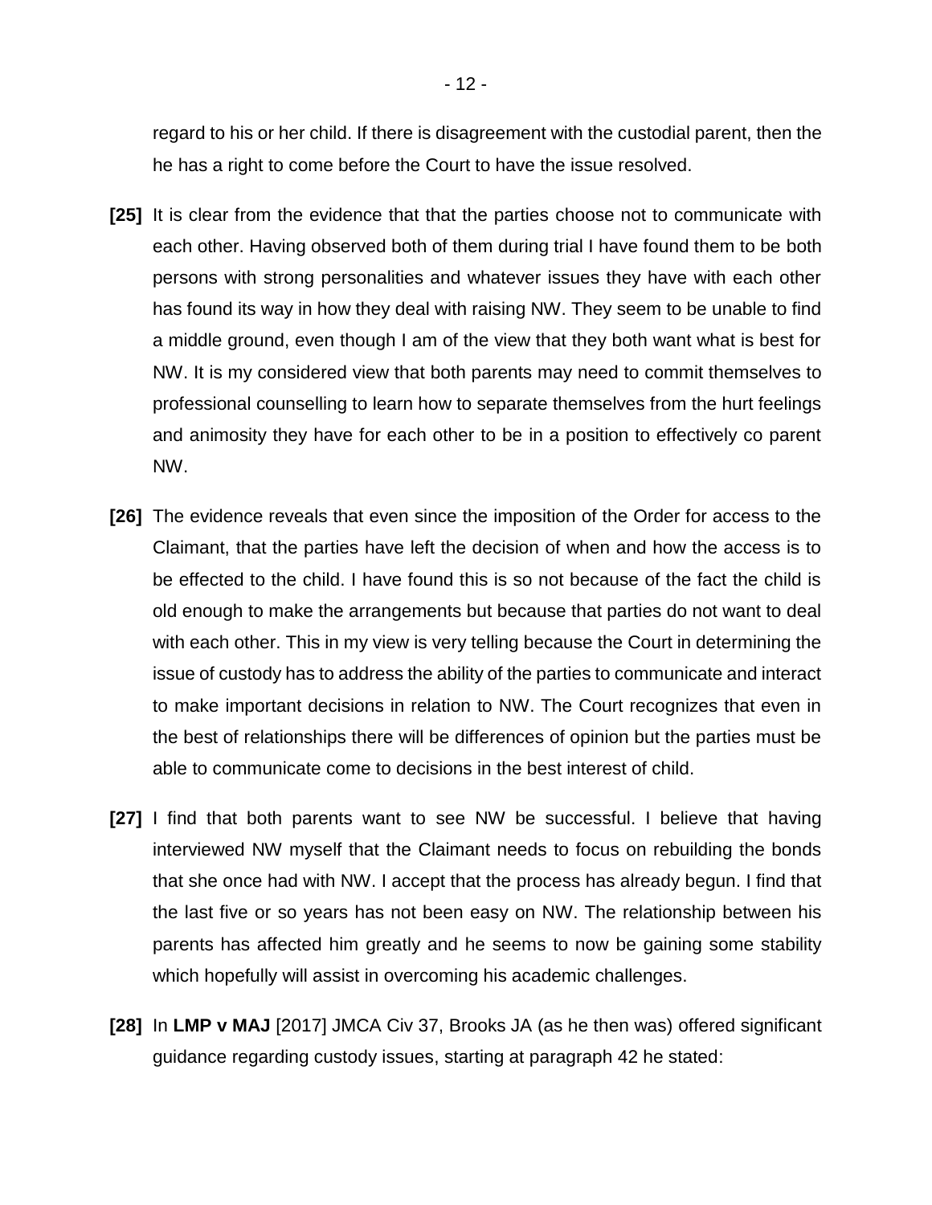regard to his or her child. If there is disagreement with the custodial parent, then the he has a right to come before the Court to have the issue resolved.

**[25]** It is clear from the evidence that that the parties choose not to communicate with each other. Having observed both of them during trial I have found them to be both persons with strong personalities and whatever issues they have with each other has found its way in how they deal with raising NW. They seem to be unable to find a middle ground, even though I am of the view that they both want what is best for NW. It is my considered view that both parents may need to commit themselves to professional counselling to learn how to separate themselves from the hurt feelings and animosity they have for each other to be in a position to effectively co parent NW.

**[26]** The evidence reveals that even since the imposition of the Order for access to the Claimant, that the parties have left the decision of when and how the access is to be effected to the child. I have found this is so not because of the fact the child is old enough to make the arrangements but because that parties do not want to deal with each other. This in my view is very telling because the Court in determining the issue of custody has to address the ability of the parties to communicate and interact to make important decisions in relation to NW. The Court recognizes that even in the best of relationships there will be differences of opinion but the parties must be able to communicate come to decisions in the best interest of child.

**[27]** I find that both parents want to see NW be successful. I believe that having interviewed NW myself that the Claimant needs to focus on rebuilding the bonds that she once had with NW. I accept that the process has already begun. I find that the last five or so years has not been easy on NW. The relationship between his parents has affected him greatly and he seems to now be gaining some stability which hopefully will assist in overcoming his academic challenges.

**[28]** In **LMP v MAJ** [2017] JMCA Civ 37, Brooks JA (as he then was) offered significant guidance regarding custody issues, starting at paragraph 42 he stated: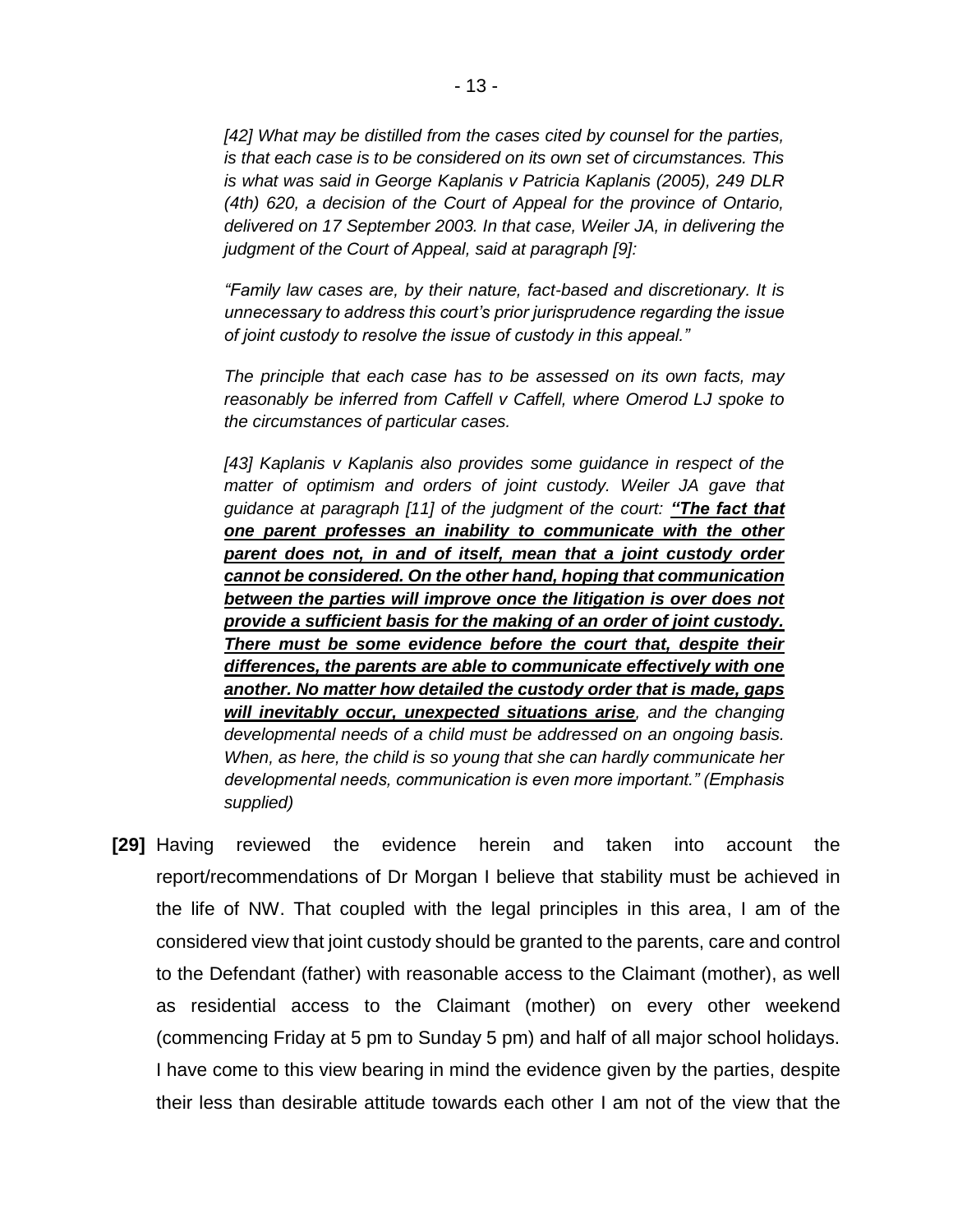*[42] What may be distilled from the cases cited by counsel for the parties, is that each case is to be considered on its own set of circumstances. This is what was said in George Kaplanis v Patricia Kaplanis (2005), 249 DLR (4th) 620, a decision of the Court of Appeal for the province of Ontario, delivered on 17 September 2003. In that case, Weiler JA, in delivering the judgment of the Court of Appeal, said at paragraph [9]:*

*"Family law cases are, by their nature, fact-based and discretionary. It is unnecessary to address this court's prior jurisprudence regarding the issue of joint custody to resolve the issue of custody in this appeal."*

*The principle that each case has to be assessed on its own facts, may reasonably be inferred from Caffell v Caffell, where Omerod LJ spoke to the circumstances of particular cases.*

*[43] Kaplanis v Kaplanis also provides some guidance in respect of the matter of optimism and orders of joint custody. Weiler JA gave that guidance at paragraph [11] of the judgment of the court:* ***"The fact that one parent professes an inability to communicate with the other parent does not, in and of itself, mean that a joint custody order cannot be considered. On the other hand, hoping that communication between the parties will improve once the litigation is over does not provide a sufficient basis for the making of an order of joint custody. There must be some evidence before the court that, despite their differences, the parents are able to communicate effectively with one another. No matter how detailed the custody order that is made, gaps will inevitably occur, unexpected situations arise****, and the changing developmental needs of a child must be addressed on an ongoing basis. When, as here, the child is so young that she can hardly communicate her developmental needs, communication is even more important." (Emphasis supplied)*

**[29]** Having reviewed the evidence herein and taken into account the report/recommendations of Dr Morgan I believe that stability must be achieved in the life of NW. That coupled with the legal principles in this area, I am of the considered view that joint custody should be granted to the parents, care and control to the Defendant (father) with reasonable access to the Claimant (mother), as well as residential access to the Claimant (mother) on every other weekend (commencing Friday at 5 pm to Sunday 5 pm) and half of all major school holidays. I have come to this view bearing in mind the evidence given by the parties, despite their less than desirable attitude towards each other I am not of the view that the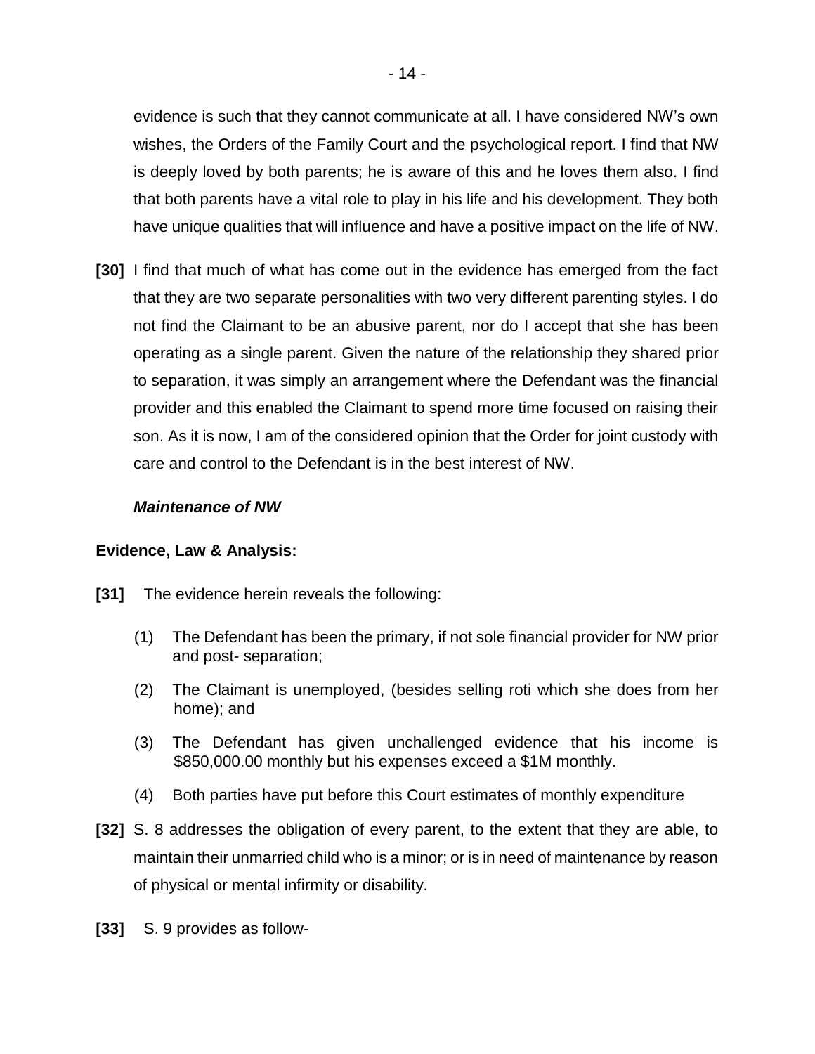evidence is such that they cannot communicate at all. I have considered NW's own wishes, the Orders of the Family Court and the psychological report. I find that NW is deeply loved by both parents; he is aware of this and he loves them also. I find that both parents have a vital role to play in his life and his development. They both have unique qualities that will influence and have a positive impact on the life of NW.

**[30]** I find that much of what has come out in the evidence has emerged from the fact that they are two separate personalities with two very different parenting styles. I do not find the Claimant to be an abusive parent, nor do I accept that she has been operating as a single parent. Given the nature of the relationship they shared prior to separation, it was simply an arrangement where the Defendant was the financial provider and this enabled the Claimant to spend more time focused on raising their son. As it is now, I am of the considered opinion that the Order for joint custody with care and control to the Defendant is in the best interest of NW.

***Maintenance of NW***

**Evidence, Law & Analysis:**

**[31]** The evidence herein reveals the following:

(1) The Defendant has been the primary, if not sole financial provider for NW prior and post- separation;

(2) The Claimant is unemployed, (besides selling roti which she does from her home); and

(3) The Defendant has given unchallenged evidence that his income is $850,000.00 monthly but his expenses exceed a $1M monthly.

(4) Both parties have put before this Court estimates of monthly expenditure

**[32]** S. 8 addresses the obligation of every parent, to the extent that they are able, to maintain their unmarried child who is a minor; or is in need of maintenance by reason of physical or mental infirmity or disability.

**[33]** S. 9 provides as follow-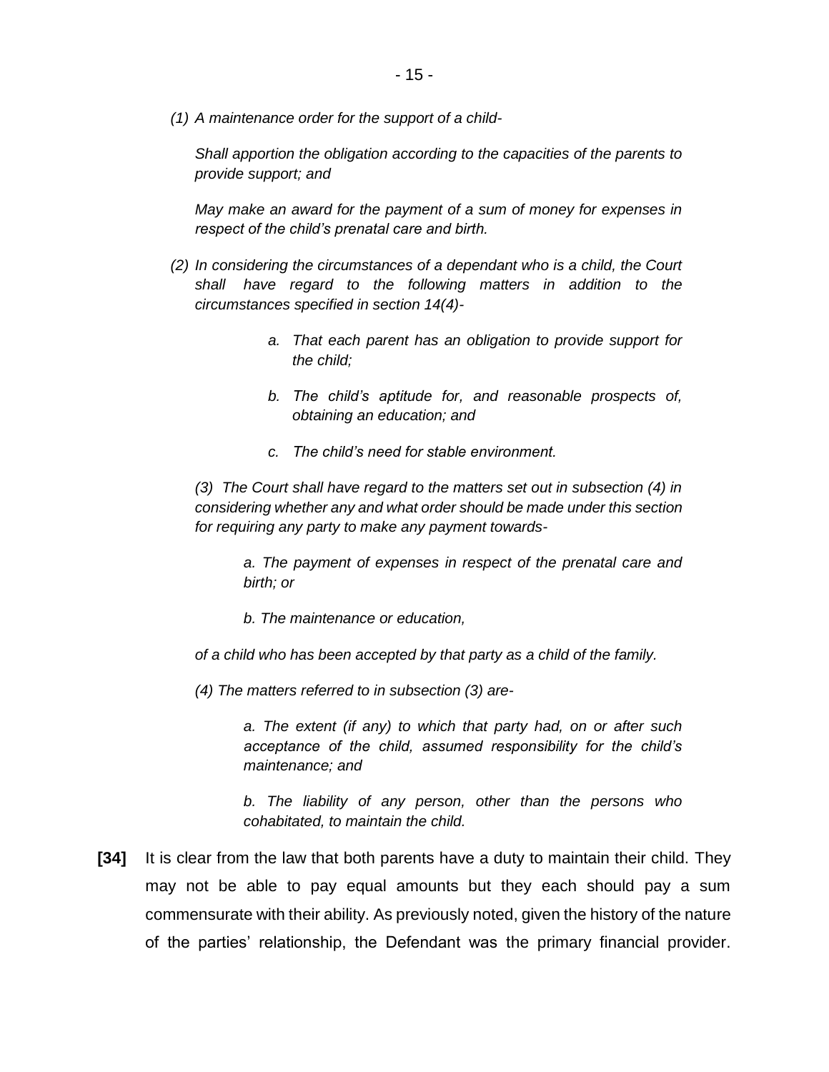*(1) A maintenance order for the support of a child-*

*Shall apportion the obligation according to the capacities of the parents to provide support; and*

*May make an award for the payment of a sum of money for expenses in respect of the child's prenatal care and birth.*

*(2) In considering the circumstances of a dependant who is a child, the Court shall have regard to the following matters in addition to the circumstances specified in section 14(4)-*

> *a. That each parent has an obligation to provide support for the child;*
>
> *b. The child's aptitude for, and reasonable prospects of, obtaining an education; and*
>
> *c. The child's need for stable environment.*

*(3) The Court shall have regard to the matters set out in subsection (4) in considering whether any and what order should be made under this section for requiring any party to make any payment towards-*

> *a. The payment of expenses in respect of the prenatal care and birth; or*
>
> *b. The maintenance or education,*

*of a child who has been accepted by that party as a child of the family.*

*(4) The matters referred to in subsection (3) are-*

> *a. The extent (if any) to which that party had, on or after such acceptance of the child, assumed responsibility for the child's maintenance; and*
>
> *b. The liability of any person, other than the persons who cohabitated, to maintain the child.*

**[34]** It is clear from the law that both parents have a duty to maintain their child. They may not be able to pay equal amounts but they each should pay a sum commensurate with their ability. As previously noted, given the history of the nature of the parties' relationship, the Defendant was the primary financial provider.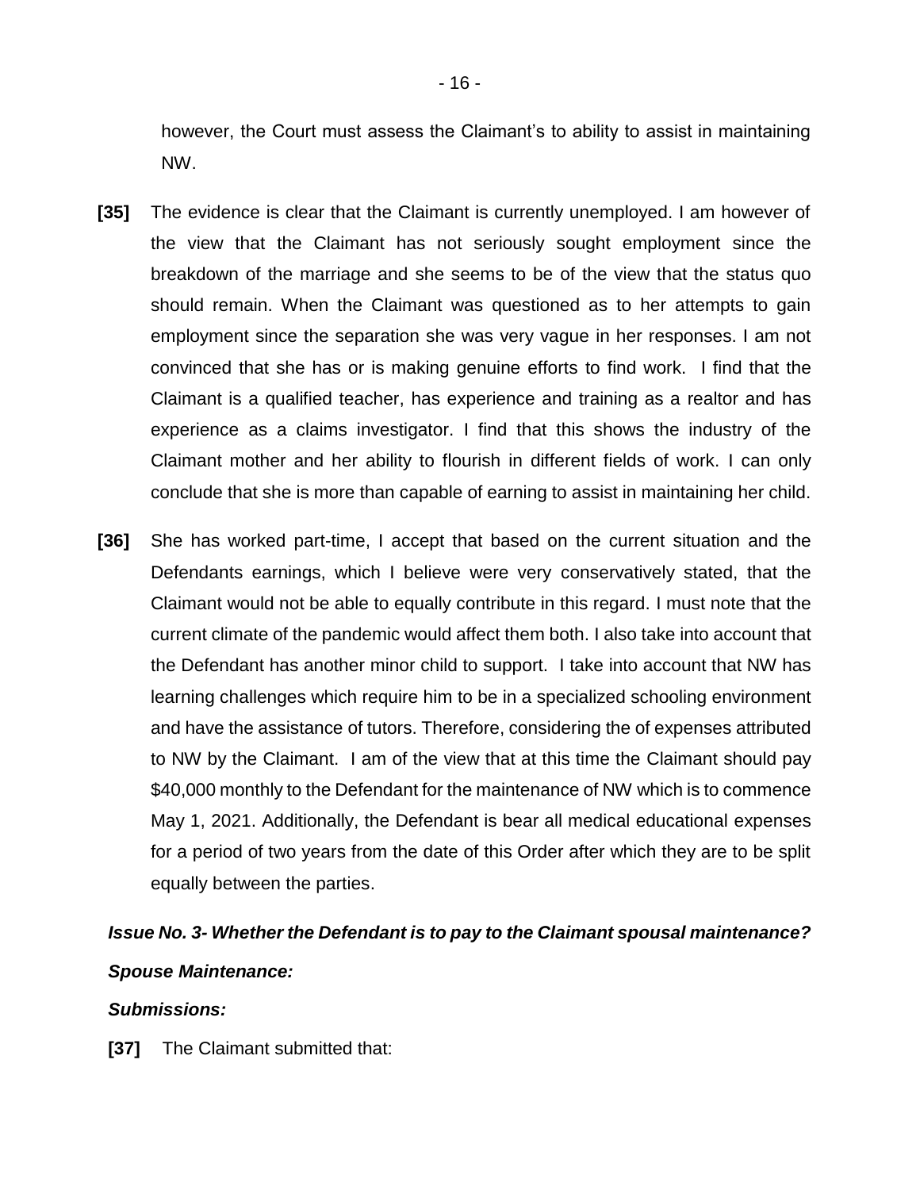however, the Court must assess the Claimant's to ability to assist in maintaining NW.

**[35]** The evidence is clear that the Claimant is currently unemployed. I am however of the view that the Claimant has not seriously sought employment since the breakdown of the marriage and she seems to be of the view that the status quo should remain. When the Claimant was questioned as to her attempts to gain employment since the separation she was very vague in her responses. I am not convinced that she has or is making genuine efforts to find work. I find that the Claimant is a qualified teacher, has experience and training as a realtor and has experience as a claims investigator. I find that this shows the industry of the Claimant mother and her ability to flourish in different fields of work. I can only conclude that she is more than capable of earning to assist in maintaining her child.

**[36]** She has worked part-time, I accept that based on the current situation and the Defendants earnings, which I believe were very conservatively stated, that the Claimant would not be able to equally contribute in this regard. I must note that the current climate of the pandemic would affect them both. I also take into account that the Defendant has another minor child to support. I take into account that NW has learning challenges which require him to be in a specialized schooling environment and have the assistance of tutors. Therefore, considering the of expenses attributed to NW by the Claimant. I am of the view that at this time the Claimant should pay $40,000 monthly to the Defendant for the maintenance of NW which is to commence May 1, 2021. Additionally, the Defendant is bear all medical educational expenses for a period of two years from the date of this Order after which they are to be split equally between the parties.

***Issue No. 3- Whether the Defendant is to pay to the Claimant spousal maintenance?***

***Spouse Maintenance:***

***Submissions:***

**[37]** The Claimant submitted that: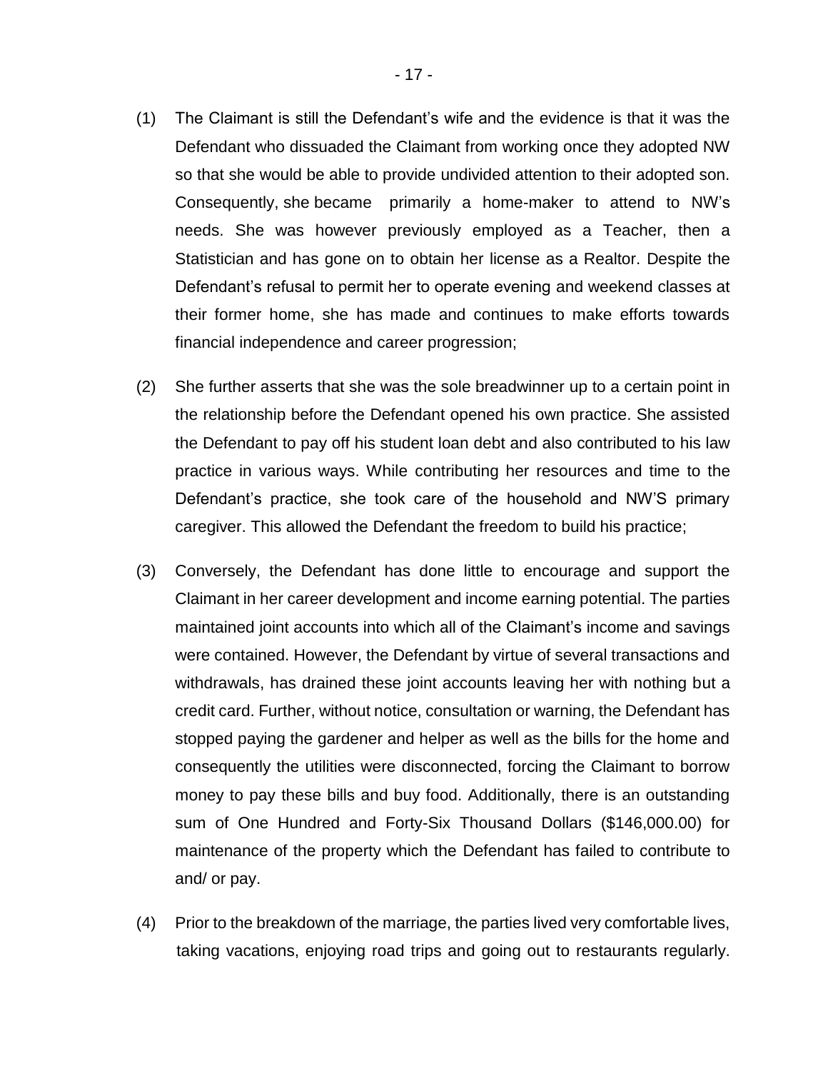(1) The Claimant is still the Defendant's wife and the evidence is that it was the Defendant who dissuaded the Claimant from working once they adopted NW so that she would be able to provide undivided attention to their adopted son. Consequently, she became primarily a home-maker to attend to NW's needs. She was however previously employed as a Teacher, then a Statistician and has gone on to obtain her license as a Realtor. Despite the Defendant's refusal to permit her to operate evening and weekend classes at their former home, she has made and continues to make efforts towards financial independence and career progression;

(2) She further asserts that she was the sole breadwinner up to a certain point in the relationship before the Defendant opened his own practice. She assisted the Defendant to pay off his student loan debt and also contributed to his law practice in various ways. While contributing her resources and time to the Defendant's practice, she took care of the household and NW'S primary caregiver. This allowed the Defendant the freedom to build his practice;

(3) Conversely, the Defendant has done little to encourage and support the Claimant in her career development and income earning potential. The parties maintained joint accounts into which all of the Claimant's income and savings were contained. However, the Defendant by virtue of several transactions and withdrawals, has drained these joint accounts leaving her with nothing but a credit card. Further, without notice, consultation or warning, the Defendant has stopped paying the gardener and helper as well as the bills for the home and consequently the utilities were disconnected, forcing the Claimant to borrow money to pay these bills and buy food. Additionally, there is an outstanding sum of One Hundred and Forty-Six Thousand Dollars ($146,000.00) for maintenance of the property which the Defendant has failed to contribute to and/ or pay.

(4) Prior to the breakdown of the marriage, the parties lived very comfortable lives, taking vacations, enjoying road trips and going out to restaurants regularly.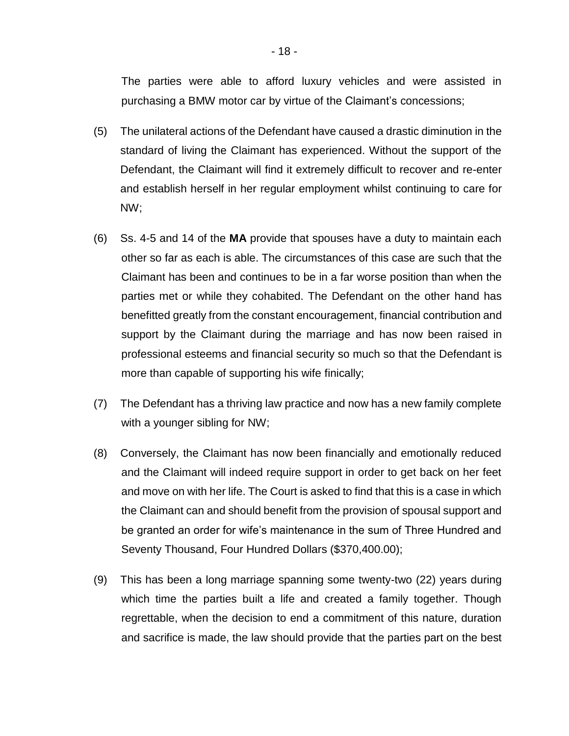The parties were able to afford luxury vehicles and were assisted in purchasing a BMW motor car by virtue of the Claimant's concessions;

(5) The unilateral actions of the Defendant have caused a drastic diminution in the standard of living the Claimant has experienced. Without the support of the Defendant, the Claimant will find it extremely difficult to recover and re-enter and establish herself in her regular employment whilst continuing to care for NW;

(6) Ss. 4-5 and 14 of the **MA** provide that spouses have a duty to maintain each other so far as each is able. The circumstances of this case are such that the Claimant has been and continues to be in a far worse position than when the parties met or while they cohabited. The Defendant on the other hand has benefitted greatly from the constant encouragement, financial contribution and support by the Claimant during the marriage and has now been raised in professional esteems and financial security so much so that the Defendant is more than capable of supporting his wife finically;

(7) The Defendant has a thriving law practice and now has a new family complete with a younger sibling for NW;

(8) Conversely, the Claimant has now been financially and emotionally reduced and the Claimant will indeed require support in order to get back on her feet and move on with her life. The Court is asked to find that this is a case in which the Claimant can and should benefit from the provision of spousal support and be granted an order for wife's maintenance in the sum of Three Hundred and Seventy Thousand, Four Hundred Dollars ($370,400.00);

(9) This has been a long marriage spanning some twenty-two (22) years during which time the parties built a life and created a family together. Though regrettable, when the decision to end a commitment of this nature, duration and sacrifice is made, the law should provide that the parties part on the best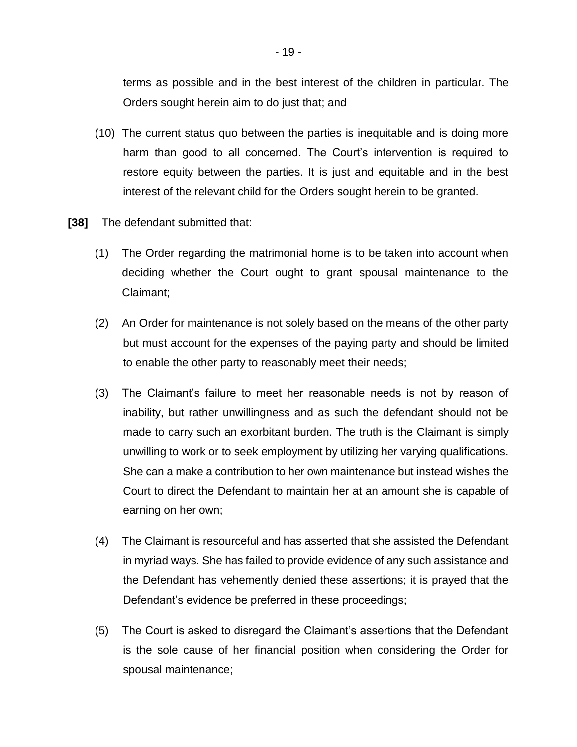terms as possible and in the best interest of the children in particular. The Orders sought herein aim to do just that; and

(10) The current status quo between the parties is inequitable and is doing more harm than good to all concerned. The Court's intervention is required to restore equity between the parties. It is just and equitable and in the best interest of the relevant child for the Orders sought herein to be granted.

**[38]** The defendant submitted that:

(1) The Order regarding the matrimonial home is to be taken into account when deciding whether the Court ought to grant spousal maintenance to the Claimant;

(2) An Order for maintenance is not solely based on the means of the other party but must account for the expenses of the paying party and should be limited to enable the other party to reasonably meet their needs;

(3) The Claimant's failure to meet her reasonable needs is not by reason of inability, but rather unwillingness and as such the defendant should not be made to carry such an exorbitant burden. The truth is the Claimant is simply unwilling to work or to seek employment by utilizing her varying qualifications. She can a make a contribution to her own maintenance but instead wishes the Court to direct the Defendant to maintain her at an amount she is capable of earning on her own;

(4) The Claimant is resourceful and has asserted that she assisted the Defendant in myriad ways. She has failed to provide evidence of any such assistance and the Defendant has vehemently denied these assertions; it is prayed that the Defendant's evidence be preferred in these proceedings;

(5) The Court is asked to disregard the Claimant's assertions that the Defendant is the sole cause of her financial position when considering the Order for spousal maintenance;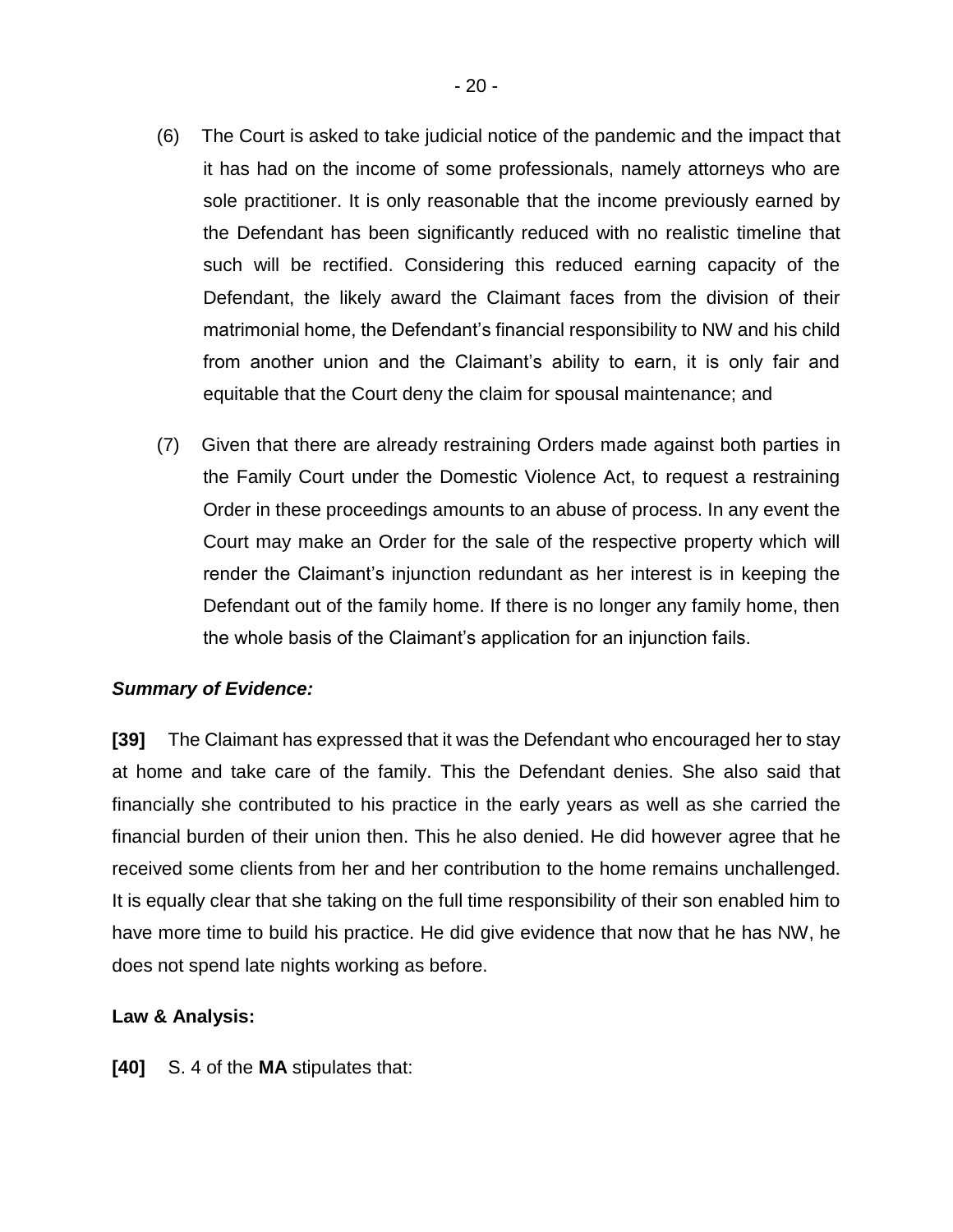(6) The Court is asked to take judicial notice of the pandemic and the impact that it has had on the income of some professionals, namely attorneys who are sole practitioner. It is only reasonable that the income previously earned by the Defendant has been significantly reduced with no realistic timeline that such will be rectified. Considering this reduced earning capacity of the Defendant, the likely award the Claimant faces from the division of their matrimonial home, the Defendant's financial responsibility to NW and his child from another union and the Claimant's ability to earn, it is only fair and equitable that the Court deny the claim for spousal maintenance; and

(7) Given that there are already restraining Orders made against both parties in the Family Court under the Domestic Violence Act, to request a restraining Order in these proceedings amounts to an abuse of process. In any event the Court may make an Order for the sale of the respective property which will render the Claimant's injunction redundant as her interest is in keeping the Defendant out of the family home. If there is no longer any family home, then the whole basis of the Claimant's application for an injunction fails.

***Summary of Evidence:***

**[39]** The Claimant has expressed that it was the Defendant who encouraged her to stay at home and take care of the family. This the Defendant denies. She also said that financially she contributed to his practice in the early years as well as she carried the financial burden of their union then. This he also denied. He did however agree that he received some clients from her and her contribution to the home remains unchallenged. It is equally clear that she taking on the full time responsibility of their son enabled him to have more time to build his practice. He did give evidence that now that he has NW, he does not spend late nights working as before.

**Law & Analysis:**

**[40]** S. 4 of the **MA** stipulates that: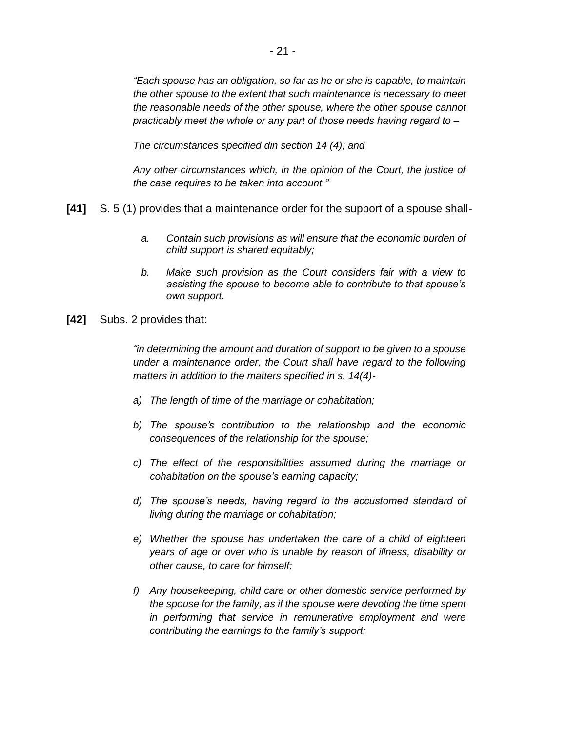*"Each spouse has an obligation, so far as he or she is capable, to maintain the other spouse to the extent that such maintenance is necessary to meet the reasonable needs of the other spouse, where the other spouse cannot practicably meet the whole or any part of those needs having regard to –*

*The circumstances specified din section 14 (4); and*

*Any other circumstances which, in the opinion of the Court, the justice of the case requires to be taken into account."*

**[41]** S. 5 (1) provides that a maintenance order for the support of a spouse shall-

> a. *Contain such provisions as will ensure that the economic burden of child support is shared equitably;*
>
> b. *Make such provision as the Court considers fair with a view to assisting the spouse to become able to contribute to that spouse's own support.*

**[42]** Subs. 2 provides that:

*"in determining the amount and duration of support to be given to a spouse under a maintenance order, the Court shall have regard to the following matters in addition to the matters specified in s. 14(4)-*

*a) The length of time of the marriage or cohabitation;*

*b) The spouse's contribution to the relationship and the economic consequences of the relationship for the spouse;*

*c) The effect of the responsibilities assumed during the marriage or cohabitation on the spouse's earning capacity;*

*d) The spouse's needs, having regard to the accustomed standard of living during the marriage or cohabitation;*

*e) Whether the spouse has undertaken the care of a child of eighteen years of age or over who is unable by reason of illness, disability or other cause, to care for himself;*

*f) Any housekeeping, child care or other domestic service performed by the spouse for the family, as if the spouse were devoting the time spent in performing that service in remunerative employment and were contributing the earnings to the family's support;*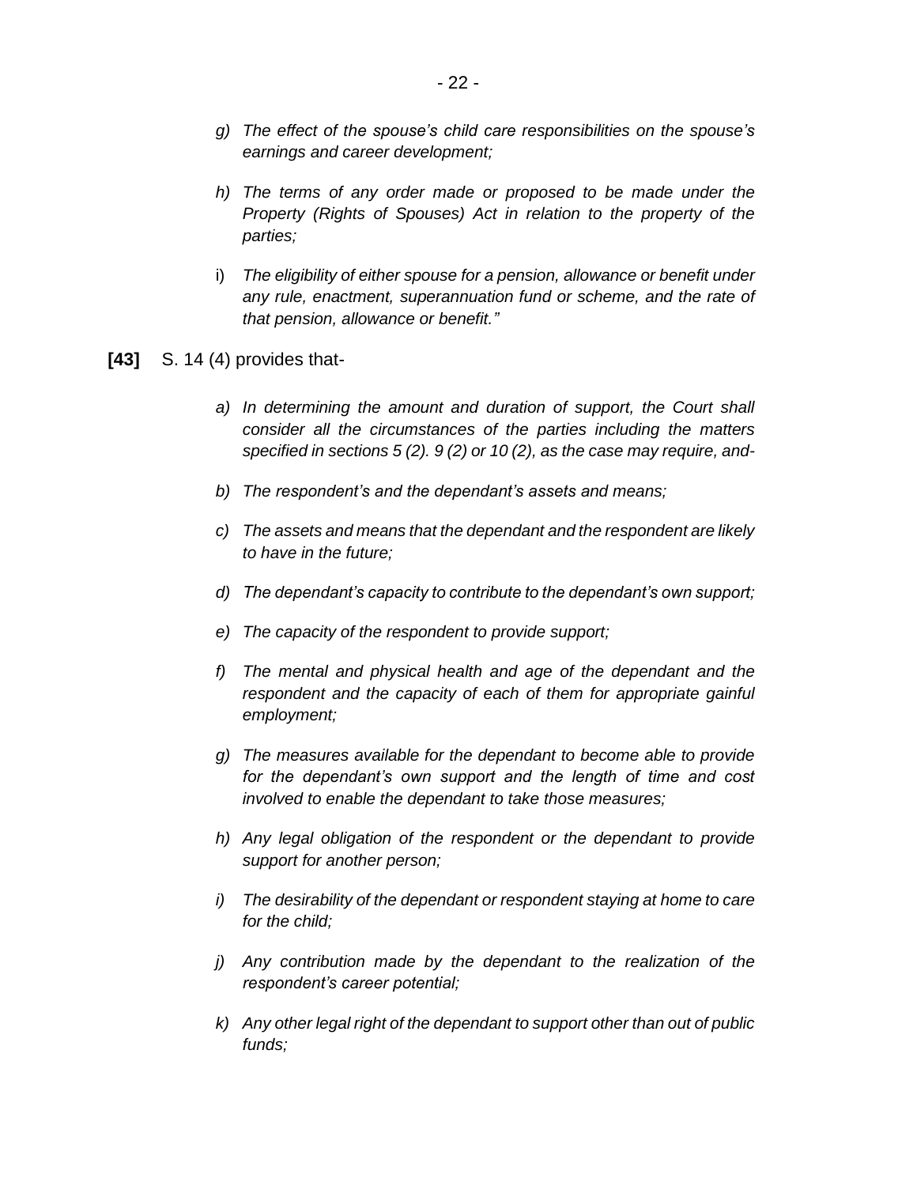*g) The effect of the spouse's child care responsibilities on the spouse's earnings and career development;*

*h) The terms of any order made or proposed to be made under the Property (Rights of Spouses) Act in relation to the property of the parties;*

i) *The eligibility of either spouse for a pension, allowance or benefit under any rule, enactment, superannuation fund or scheme, and the rate of that pension, allowance or benefit."*

**[43]** S. 14 (4) provides that-

*a) In determining the amount and duration of support, the Court shall consider all the circumstances of the parties including the matters specified in sections 5 (2). 9 (2) or 10 (2), as the case may require, and-*

*b) The respondent's and the dependant's assets and means;*

*c) The assets and means that the dependant and the respondent are likely to have in the future;*

*d) The dependant's capacity to contribute to the dependant's own support;*

*e) The capacity of the respondent to provide support;*

*f) The mental and physical health and age of the dependant and the respondent and the capacity of each of them for appropriate gainful employment;*

*g) The measures available for the dependant to become able to provide for the dependant's own support and the length of time and cost involved to enable the dependant to take those measures;*

*h) Any legal obligation of the respondent or the dependant to provide support for another person;*

*i) The desirability of the dependant or respondent staying at home to care for the child;*

*j) Any contribution made by the dependant to the realization of the respondent's career potential;*

*k) Any other legal right of the dependant to support other than out of public funds;*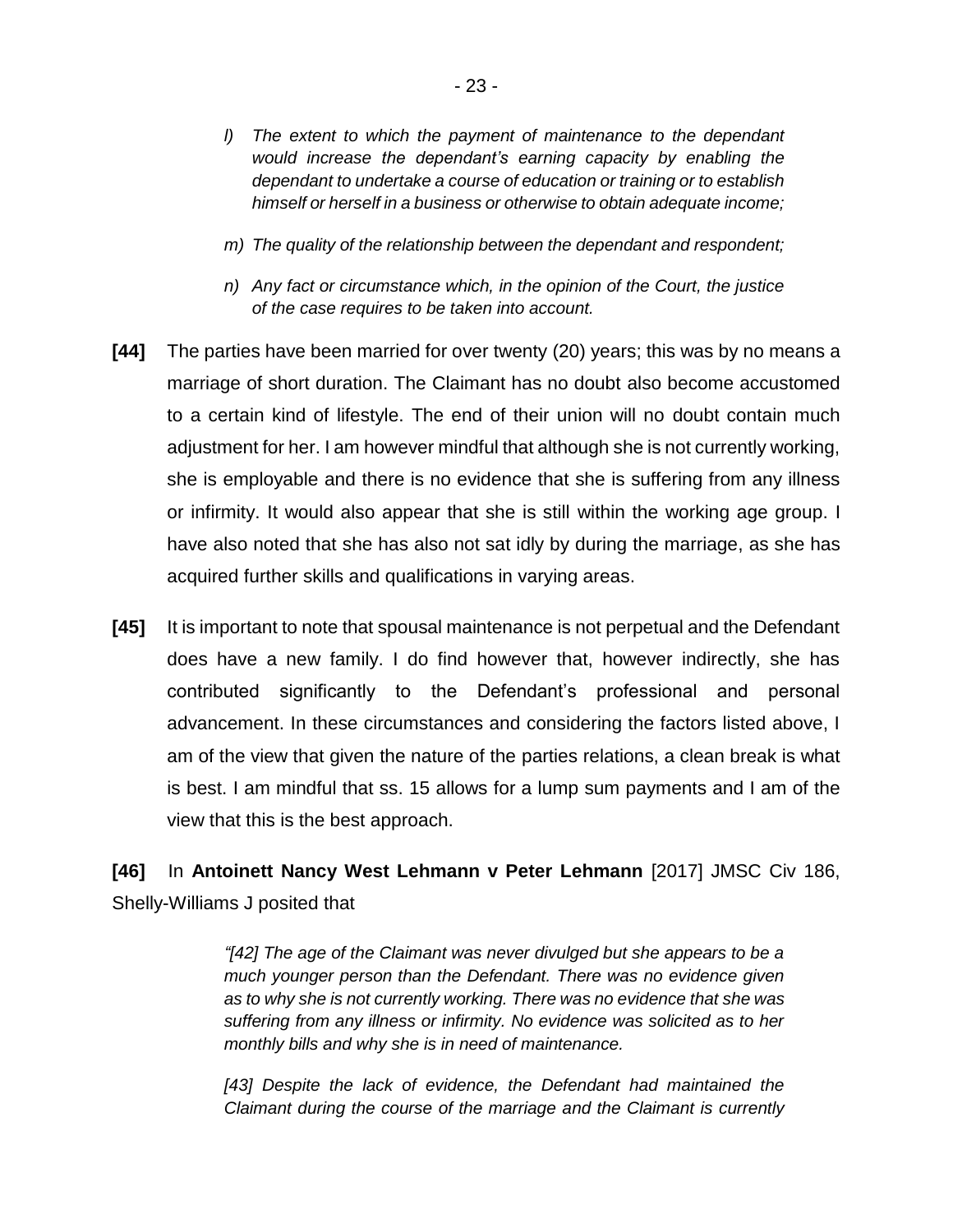*l) The extent to which the payment of maintenance to the dependant would increase the dependant's earning capacity by enabling the dependant to undertake a course of education or training or to establish himself or herself in a business or otherwise to obtain adequate income;*

*m) The quality of the relationship between the dependant and respondent;*

*n) Any fact or circumstance which, in the opinion of the Court, the justice of the case requires to be taken into account.*

**[44]** The parties have been married for over twenty (20) years; this was by no means a marriage of short duration. The Claimant has no doubt also become accustomed to a certain kind of lifestyle. The end of their union will no doubt contain much adjustment for her. I am however mindful that although she is not currently working, she is employable and there is no evidence that she is suffering from any illness or infirmity. It would also appear that she is still within the working age group. I have also noted that she has also not sat idly by during the marriage, as she has acquired further skills and qualifications in varying areas.

**[45]** It is important to note that spousal maintenance is not perpetual and the Defendant does have a new family. I do find however that, however indirectly, she has contributed significantly to the Defendant's professional and personal advancement. In these circumstances and considering the factors listed above, I am of the view that given the nature of the parties relations, a clean break is what is best. I am mindful that ss. 15 allows for a lump sum payments and I am of the view that this is the best approach.

**[46]** In **Antoinett Nancy West Lehmann v Peter Lehmann** [2017] JMSC Civ 186, Shelly-Williams J posited that

> *"[42] The age of the Claimant was never divulged but she appears to be a much younger person than the Defendant. There was no evidence given as to why she is not currently working. There was no evidence that she was suffering from any illness or infirmity. No evidence was solicited as to her monthly bills and why she is in need of maintenance.*
>
> *[43] Despite the lack of evidence, the Defendant had maintained the Claimant during the course of the marriage and the Claimant is currently*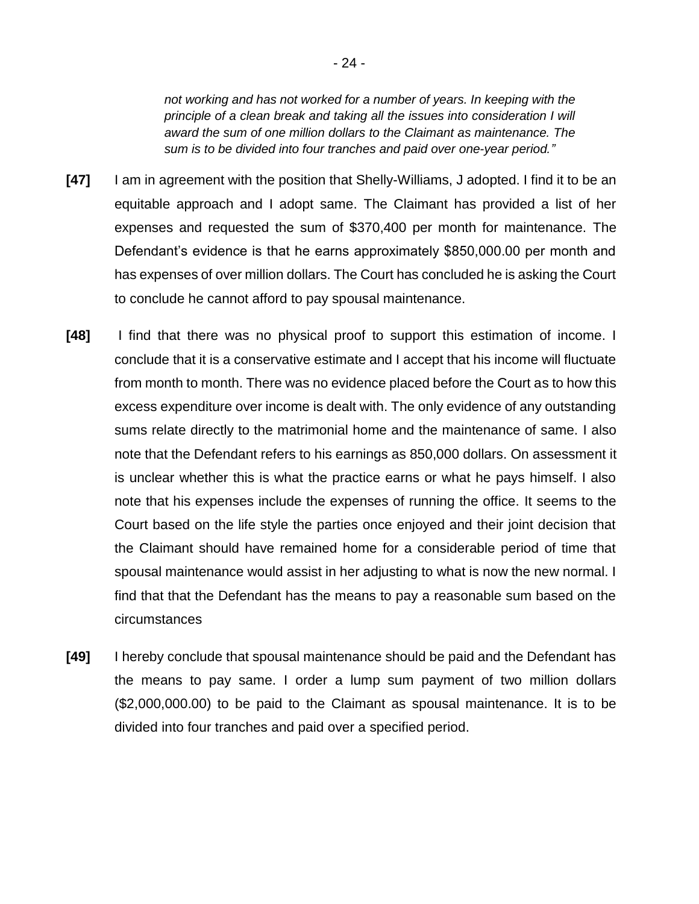> *not working and has not worked for a number of years. In keeping with the principle of a clean break and taking all the issues into consideration I will award the sum of one million dollars to the Claimant as maintenance. The sum is to be divided into four tranches and paid over one-year period."*

**[47]** I am in agreement with the position that Shelly-Williams, J adopted. I find it to be an equitable approach and I adopt same. The Claimant has provided a list of her expenses and requested the sum of $370,400 per month for maintenance. The Defendant's evidence is that he earns approximately $850,000.00 per month and has expenses of over million dollars. The Court has concluded he is asking the Court to conclude he cannot afford to pay spousal maintenance.

**[48]** I find that there was no physical proof to support this estimation of income. I conclude that it is a conservative estimate and I accept that his income will fluctuate from month to month. There was no evidence placed before the Court as to how this excess expenditure over income is dealt with. The only evidence of any outstanding sums relate directly to the matrimonial home and the maintenance of same. I also note that the Defendant refers to his earnings as 850,000 dollars. On assessment it is unclear whether this is what the practice earns or what he pays himself. I also note that his expenses include the expenses of running the office. It seems to the Court based on the life style the parties once enjoyed and their joint decision that the Claimant should have remained home for a considerable period of time that spousal maintenance would assist in her adjusting to what is now the new normal. I find that that the Defendant has the means to pay a reasonable sum based on the circumstances

**[49]** I hereby conclude that spousal maintenance should be paid and the Defendant has the means to pay same. I order a lump sum payment of two million dollars ($2,000,000.00) to be paid to the Claimant as spousal maintenance. It is to be divided into four tranches and paid over a specified period.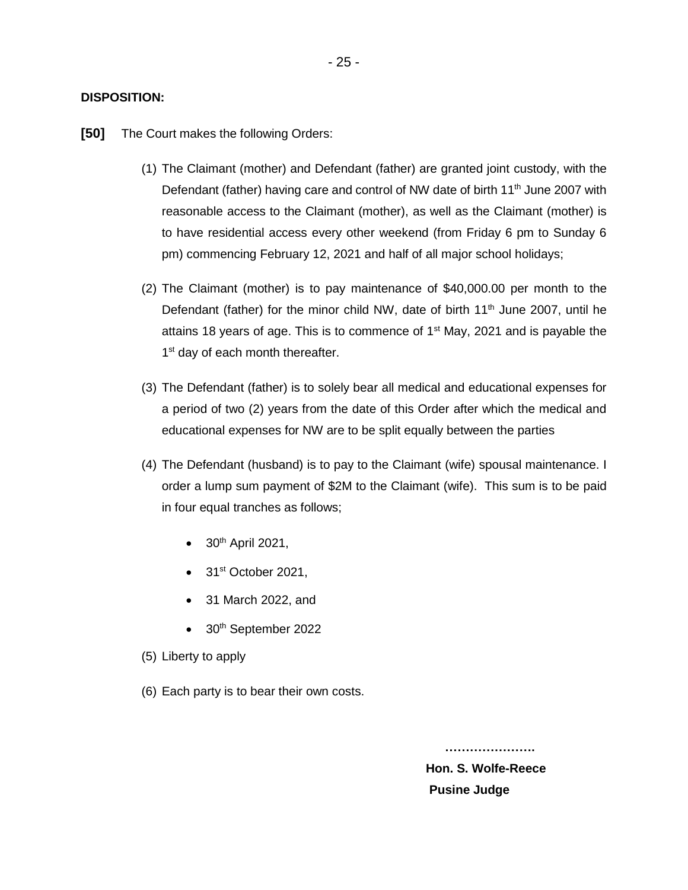**DISPOSITION:**

**[50]** The Court makes the following Orders:

(1) The Claimant (mother) and Defendant (father) are granted joint custody, with the Defendant (father) having care and control of NW date of birth 11th June 2007 with reasonable access to the Claimant (mother), as well as the Claimant (mother) is to have residential access every other weekend (from Friday 6 pm to Sunday 6 pm) commencing February 12, 2021 and half of all major school holidays;

(2) The Claimant (mother) is to pay maintenance of $40,000.00 per month to the Defendant (father) for the minor child NW, date of birth 11th June 2007, until he attains 18 years of age. This is to commence of 1st May, 2021 and is payable the 1st day of each month thereafter.

(3) The Defendant (father) is to solely bear all medical and educational expenses for a period of two (2) years from the date of this Order after which the medical and educational expenses for NW are to be split equally between the parties

(4) The Defendant (husband) is to pay to the Claimant (wife) spousal maintenance. I order a lump sum payment of $2M to the Claimant (wife). This sum is to be paid in four equal tranches as follows;

- 30th April 2021,
- 31st October 2021,
- 31 March 2022, and
- 30th September 2022

(5) Liberty to apply

(6) Each party is to bear their own costs.

…………………

**Hon. S. Wolfe-Reece**

**Pusine Judge**